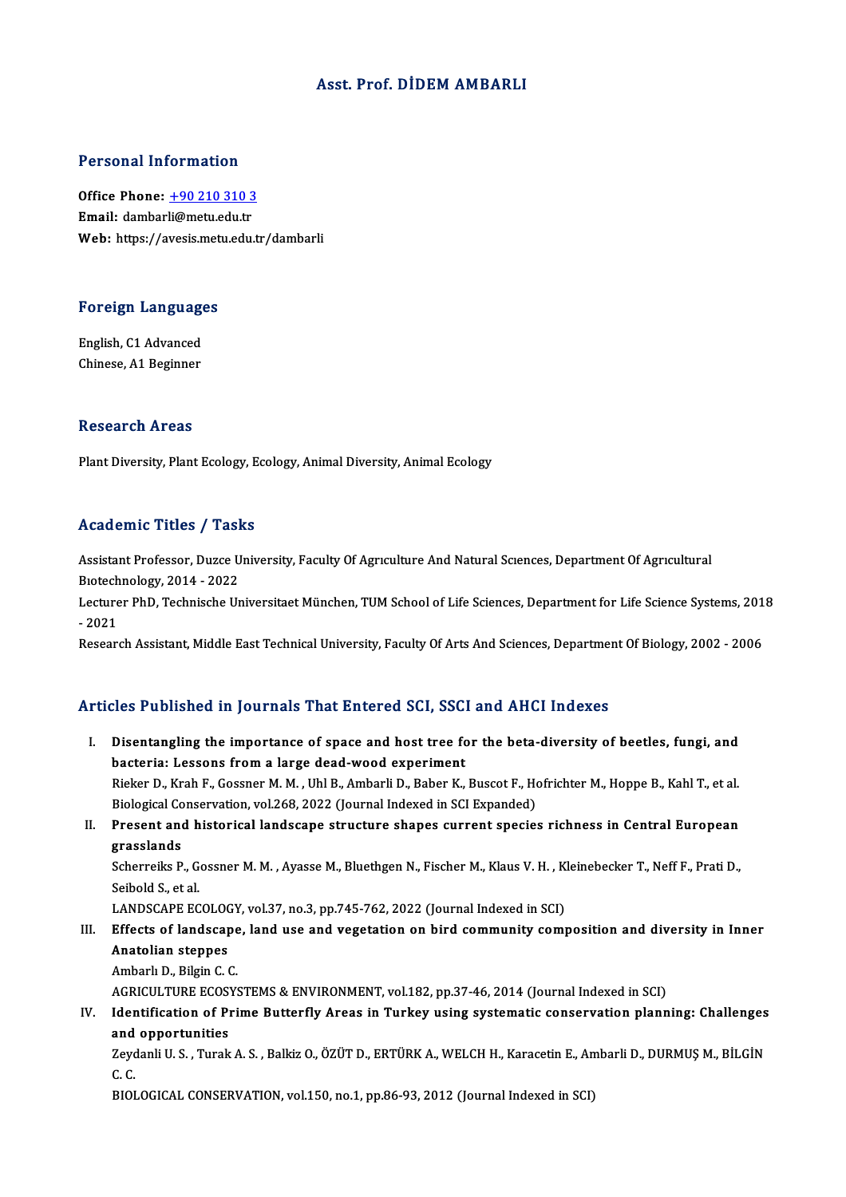# Asst. Prof. DİDEM AMBARLI

## Personal Information

**Office Phone:** +90 210 310 3
**Email:** dambarli@metu.edu.tr
**Web:** https://avesis.metu.edu.tr/dambarli

## Foreign Languages

English, C1 Advanced
Chinese, A1 Beginner

## Research Areas

Plant Diversity, Plant Ecology, Ecology, Animal Diversity, Animal Ecology

## Academic Titles / Tasks

Assistant Professor, Duzce University, Faculty Of Agrıculture And Natural Scıences, Department Of Agrıcultural Bıotechnology, 2014 - 2022

Lecturer PhD, Technische Universitaet München, TUM School of Life Sciences, Department for Life Science Systems, 2018 - 2021

Research Assistant, Middle East Technical University, Faculty Of Arts And Sciences, Department Of Biology, 2002 - 2006

## Articles Published in Journals That Entered SCI, SSCI and AHCI Indexes

I. **Disentangling the importance of space and host tree for the beta-diversity of beetles, fungi, and bacteria: Lessons from a large dead-wood experiment**
Rieker D., Krah F., Gossner M. M. , Uhl B., Ambarli D., Baber K., Buscot F., Hofrichter M., Hoppe B., Kahl T., et al.
Biological Conservation, vol.268, 2022 (Journal Indexed in SCI Expanded)

II. **Present and historical landscape structure shapes current species richness in Central European grasslands**
Scherreiks P., Gossner M. M. , Ayasse M., Bluethgen N., Fischer M., Klaus V. H. , Kleinebecker T., Neff F., Prati D., Seibold S., et al.
LANDSCAPE ECOLOGY, vol.37, no.3, pp.745-762, 2022 (Journal Indexed in SCI)

III. **Effects of landscape, land use and vegetation on bird community composition and diversity in Inner Anatolian steppes**
Ambarlı D., Bilgin C. C.
AGRICULTURE ECOSYSTEMS & ENVIRONMENT, vol.182, pp.37-46, 2014 (Journal Indexed in SCI)

IV. **Identification of Prime Butterfly Areas in Turkey using systematic conservation planning: Challenges and opportunities**
Zeydanli U. S. , Turak A. S. , Balkiz O., ÖZÜT D., ERTÜRK A., WELCH H., Karacetin E., Ambarli D., DURMUŞ M., BİLGİN C. C.
BIOLOGICAL CONSERVATION, vol.150, no.1, pp.86-93, 2012 (Journal Indexed in SCI)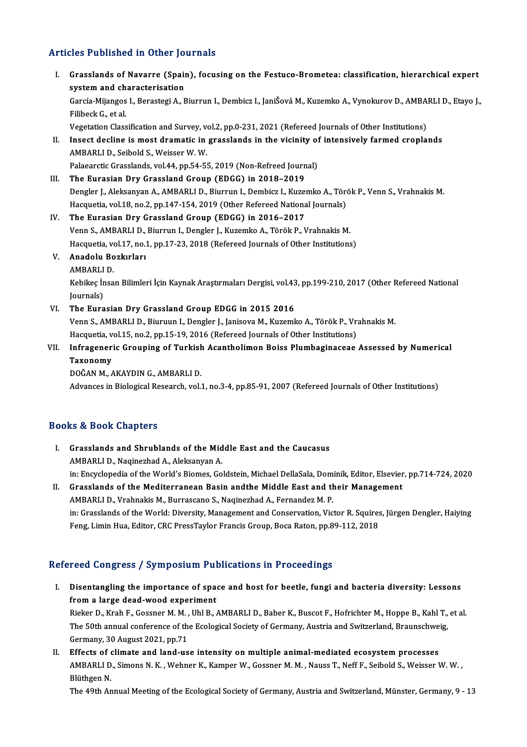## Articles Published in Other Journals

I. **Grasslands of Navarre (Spain), focusing on the Festuco-Brometea: classification, hierarchical expert system and characterisation**
   García-Mijangos I., Berastegi A., Biurrun I., Dembicz I., JaniŠová M., Kuzemko A., Vynokurov D., AMBARLI D., Etayo J., Filibeck G., et al.
   Vegetation Classification and Survey, vol.2, pp.0-231, 2021 (Refereed Journals of Other Institutions)

II. **Insect decline is most dramatic in grasslands in the vicinity of intensively farmed croplands**
   AMBARLI D., Seibold S., Weisser W. W.
   Palaearctic Grasslands, vol.44, pp.54-55, 2019 (Non-Refreed Journal)

III. **The Eurasian Dry Grassland Group (EDGG) in 2018–2019**
   Dengler J., Aleksanyan A., AMBARLI D., Biurrun I., Dembicz I., Kuzemko A., Török P., Venn S., Vrahnakis M.
   Hacquetia, vol.18, no.2, pp.147-154, 2019 (Other Refereed National Journals)

IV. **The Eurasian Dry Grassland Group (EDGG) in 2016–2017**
   Venn S., AMBARLI D., Biurrun I., Dengler J., Kuzemko A., Török P., Vrahnakis M.
   Hacquetia, vol.17, no.1, pp.17-23, 2018 (Refereed Journals of Other Institutions)

V. **Anadolu Bozkırları**
   AMBARLI D.
   Kebikeç İnsan Bilimleri İçin Kaynak Araştırmaları Dergisi, vol.43, pp.199-210, 2017 (Other Refereed National Journals)

VI. **The Eurasian Dry Grassland Group EDGG in 2015 2016**
   Venn S., AMBARLI D., Biuruun I., Dengler J., Janisova M., Kuzemko A., Török P., Vrahnakis M.
   Hacquetia, vol.15, no.2, pp.15-19, 2016 (Refereed Journals of Other Institutions)

VII. **Infrageneric Grouping of Turkish Acantholimon Boiss Plumbaginaceae Assessed by Numerical Taxonomy**
   DOĞAN M., AKAYDIN G., AMBARLI D.
   Advances in Biological Research, vol.1, no.3-4, pp.85-91, 2007 (Refereed Journals of Other Institutions)

## Books & Book Chapters

I. **Grasslands and Shrublands of the Middle East and the Caucasus**
   AMBARLI D., Naqinezhad A., Aleksanyan A.
   in: Encyclopedia of the World's Biomes, Goldstein, Michael DellaSala, Dominik, Editor, Elsevier, pp.714-724, 2020

II. **Grasslands of the Mediterranean Basin andthe Middle East and their Management**
   AMBARLI D., Vrahnakis M., Burrascano S., Naqinezhad A., Fernandez M. P.
   in: Grasslands of the World: Diversity, Management and Conservation, Victor R. Squires, Jürgen Dengler, Haiying Feng, Limin Hua, Editor, CRC PressTaylor Francis Group, Boca Raton, pp.89-112, 2018

## Refereed Congress / Symposium Publications in Proceedings

I. **Disentangling the importance of space and host for beetle, fungi and bacteria diversity: Lessons from a large dead-wood experiment**
   Rieker D., Krah F., Gossner M. M. , Uhl B., AMBARLI D., Baber K., Buscot F., Hofrichter M., Hoppe B., Kahl T., et al.
   The 50th annual conference of the Ecological Society of Germany, Austria and Switzerland, Braunschweig, Germany, 30 August 2021, pp.71

II. **Effects of climate and land-use intensity on multiple animal-mediated ecosystem processes**
   AMBARLI D., Simons N. K. , Wehner K., Kamper W., Gossner M. M. , Nauss T., Neff F., Seibold S., Weisser W. W. , Blüthgen N.
   The 49th Annual Meeting of the Ecological Society of Germany, Austria and Switzerland, Münster, Germany, 9 - 13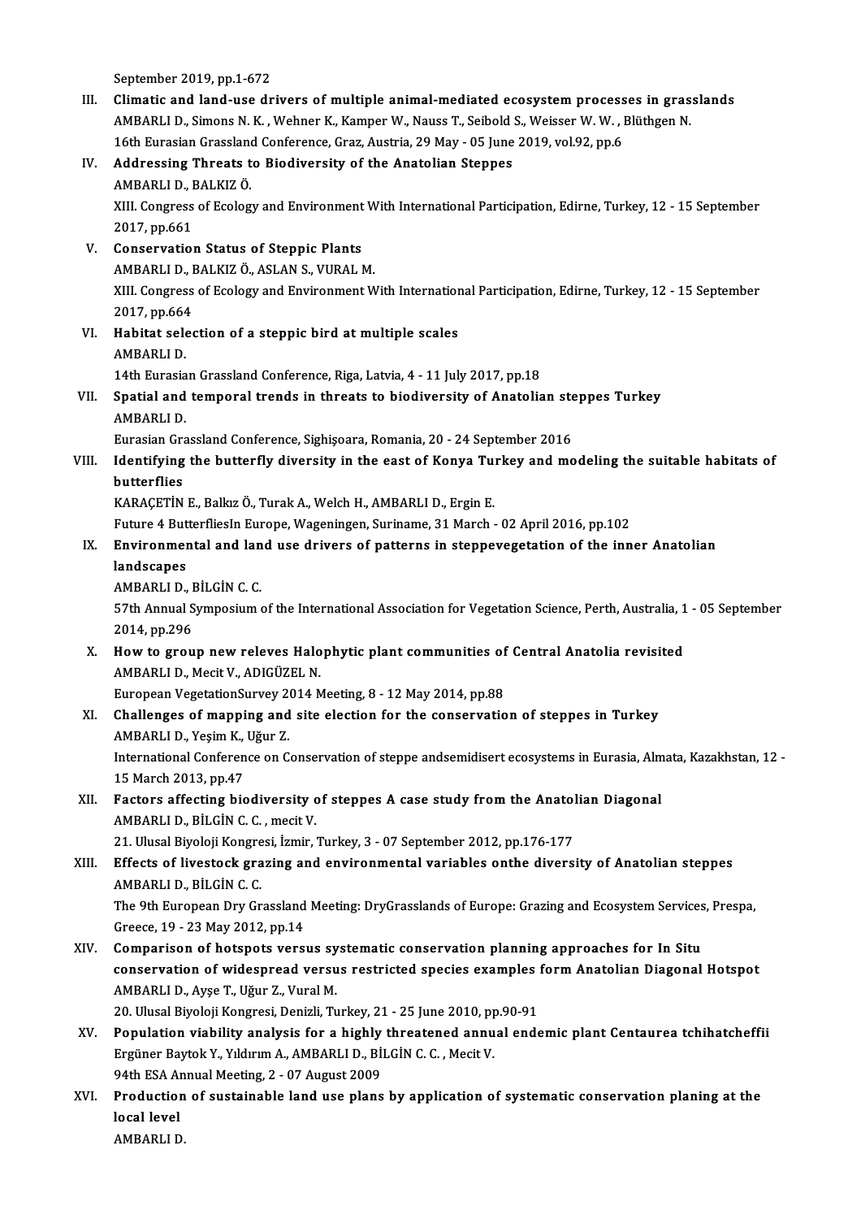September 2019, pp.1-672

III. **Climatic and land-use drivers of multiple animal-mediated ecosystem processes in grasslands**
AMBARLI D., Simons N. K. , Wehner K., Kamper W., Nauss T., Seibold S., Weisser W. W. , Blüthgen N.
16th Eurasian Grassland Conference, Graz, Austria, 29 May - 05 June 2019, vol.92, pp.6

IV. **Addressing Threats to Biodiversity of the Anatolian Steppes**
AMBARLI D., BALKIZ Ö.
XIII. Congress of Ecology and Environment With International Participation, Edirne, Turkey, 12 - 15 September 2017, pp.661

V. **Conservation Status of Steppic Plants**
AMBARLI D., BALKIZ Ö., ASLAN S., VURAL M.
XIII. Congress of Ecology and Environment With International Participation, Edirne, Turkey, 12 - 15 September 2017, pp.664

VI. **Habitat selection of a steppic bird at multiple scales**
AMBARLI D.
14th Eurasian Grassland Conference, Riga, Latvia, 4 - 11 July 2017, pp.18

VII. **Spatial and temporal trends in threats to biodiversity of Anatolian steppes Turkey**
AMBARLI D.
Eurasian Grassland Conference, Sighişoara, Romania, 20 - 24 September 2016

VIII. **Identifying the butterfly diversity in the east of Konya Turkey and modeling the suitable habitats of butterflies**
KARAÇETİN E., Balkız Ö., Turak A., Welch H., AMBARLI D., Ergin E.
Future 4 ButterfliesIn Europe, Wageningen, Suriname, 31 March - 02 April 2016, pp.102

IX. **Environmental and land use drivers of patterns in steppevegetation of the inner Anatolian landscapes**
AMBARLI D., BİLGİN C. C.
57th Annual Symposium of the International Association for Vegetation Science, Perth, Australia, 1 - 05 September 2014, pp.296

X. **How to group new releves Halophytic plant communities of Central Anatolia revisited**
AMBARLI D., Mecit V., ADIGÜZEL N.
European VegetationSurvey 2014 Meeting, 8 - 12 May 2014, pp.88

XI. **Challenges of mapping and site election for the conservation of steppes in Turkey**
AMBARLI D., Yeşim K., Uğur Z.
International Conference on Conservation of steppe andsemidisert ecosystems in Eurasia, Almata, Kazakhstan, 12 - 15 March 2013, pp.47

XII. **Factors affecting biodiversity of steppes A case study from the Anatolian Diagonal**
AMBARLI D., BİLGİN C. C. , mecit V.
21. Ulusal Biyoloji Kongresi, İzmir, Turkey, 3 - 07 September 2012, pp.176-177

XIII. **Effects of livestock grazing and environmental variables onthe diversity of Anatolian steppes**
AMBARLI D., BİLGİN C. C.
The 9th European Dry Grassland Meeting: DryGrasslands of Europe: Grazing and Ecosystem Services, Prespa, Greece, 19 - 23 May 2012, pp.14

XIV. **Comparison of hotspots versus systematic conservation planning approaches for In Situ conservation of widespread versus restricted species examples form Anatolian Diagonal Hotspot**
AMBARLI D., Ayşe T., Uğur Z., Vural M.
20. Ulusal Biyoloji Kongresi, Denizli, Turkey, 21 - 25 June 2010, pp.90-91

XV. **Population viability analysis for a highly threatened annual endemic plant Centaurea tchihatcheffii**
Ergüner Baytok Y., Yıldırım A., AMBARLI D., BİLGİN C. C. , Mecit V.
94th ESA Annual Meeting, 2 - 07 August 2009

XVI. **Production of sustainable land use plans by application of systematic conservation planing at the local level**
AMBARLI D.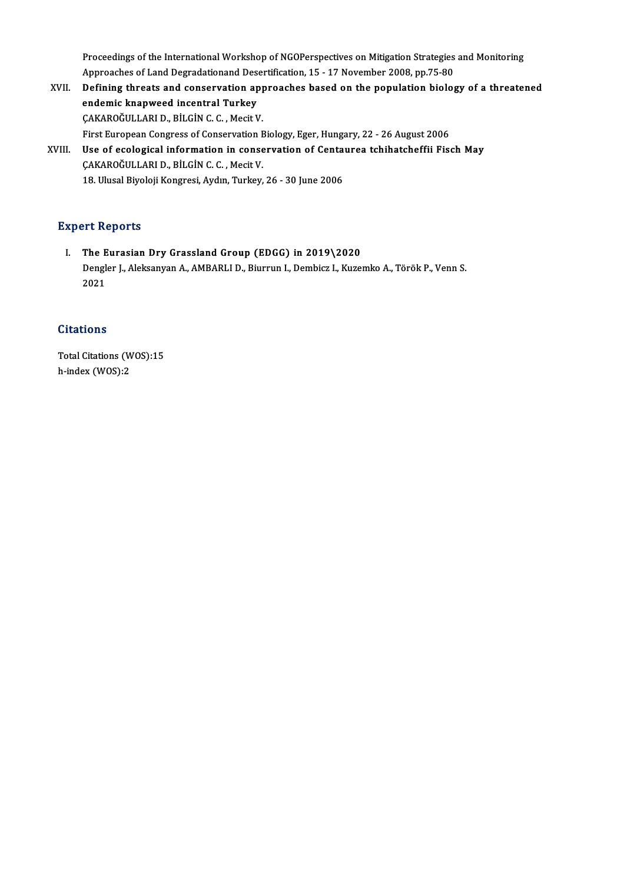Proceedings of the International Workshop of NGOPerspectives on Mitigation Strategies and Monitoring Approaches of Land Degradationand Desertification, 15 - 17 November 2008, pp.75-80

XVII. **Defining threats and conservation approaches based on the population biology of a threatened endemic knapweed incentral Turkey**
ÇAKAROĞULLARI D., BİLGİN C. C. , Mecit V.
First European Congress of Conservation Biology, Eger, Hungary, 22 - 26 August 2006

XVIII. **Use of ecological information in conservation of Centaurea tchihatcheffii Fisch May**
ÇAKAROĞULLARI D., BİLGİN C. C. , Mecit V.
18. Ulusal Biyoloji Kongresi, Aydın, Turkey, 26 - 30 June 2006

## Expert Reports

I. **The Eurasian Dry Grassland Group (EDGG) in 2019\2020**
Dengler J., Aleksanyan A., AMBARLI D., Biurrun I., Dembicz I., Kuzemko A., Török P., Venn S.
2021

## Citations

Total Citations (WOS):15
h-index (WOS):2